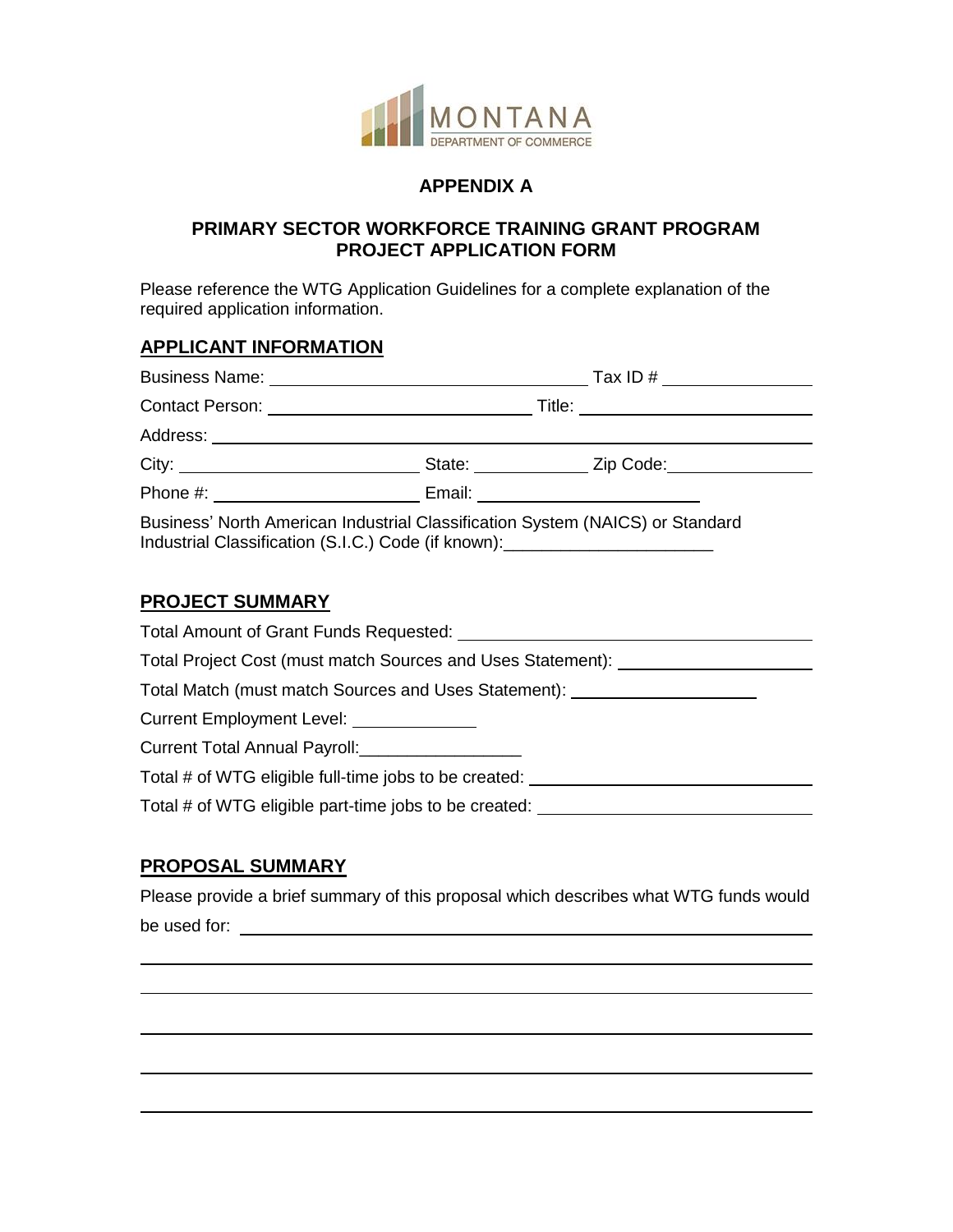MONTANA
DEPARTMENT OF COMMERCE

# APPENDIX A

## PRIMARY SECTOR WORKFORCE TRAINING GRANT PROGRAM PROJECT APPLICATION FORM

Please reference the WTG Application Guidelines for a complete explanation of the required application information.

### APPLICANT INFORMATION

Business Name: ______________________ Tax ID # ______________

Contact Person: ______________________ Title: ______________________

Address: ____________________________________________

City: ______________________ State: __________ Zip Code: ______________

Phone #: ______________________ Email: ______________________

Business' North American Industrial Classification System (NAICS) or Standard Industrial Classification (S.I.C.) Code (if known): ______________________

### PROJECT SUMMARY

Total Amount of Grant Funds Requested: ______________________

Total Project Cost (must match Sources and Uses Statement): ______________________

Total Match (must match Sources and Uses Statement): ______________________

Current Employment Level: ______________

Current Total Annual Payroll: ______________

Total # of WTG eligible full-time jobs to be created: ______________________

Total # of WTG eligible part-time jobs to be created: ______________________

### PROPOSAL SUMMARY

Please provide a brief summary of this proposal which describes what WTG funds would be used for: ____________________________________________

____________________________________________

____________________________________________

____________________________________________

____________________________________________

____________________________________________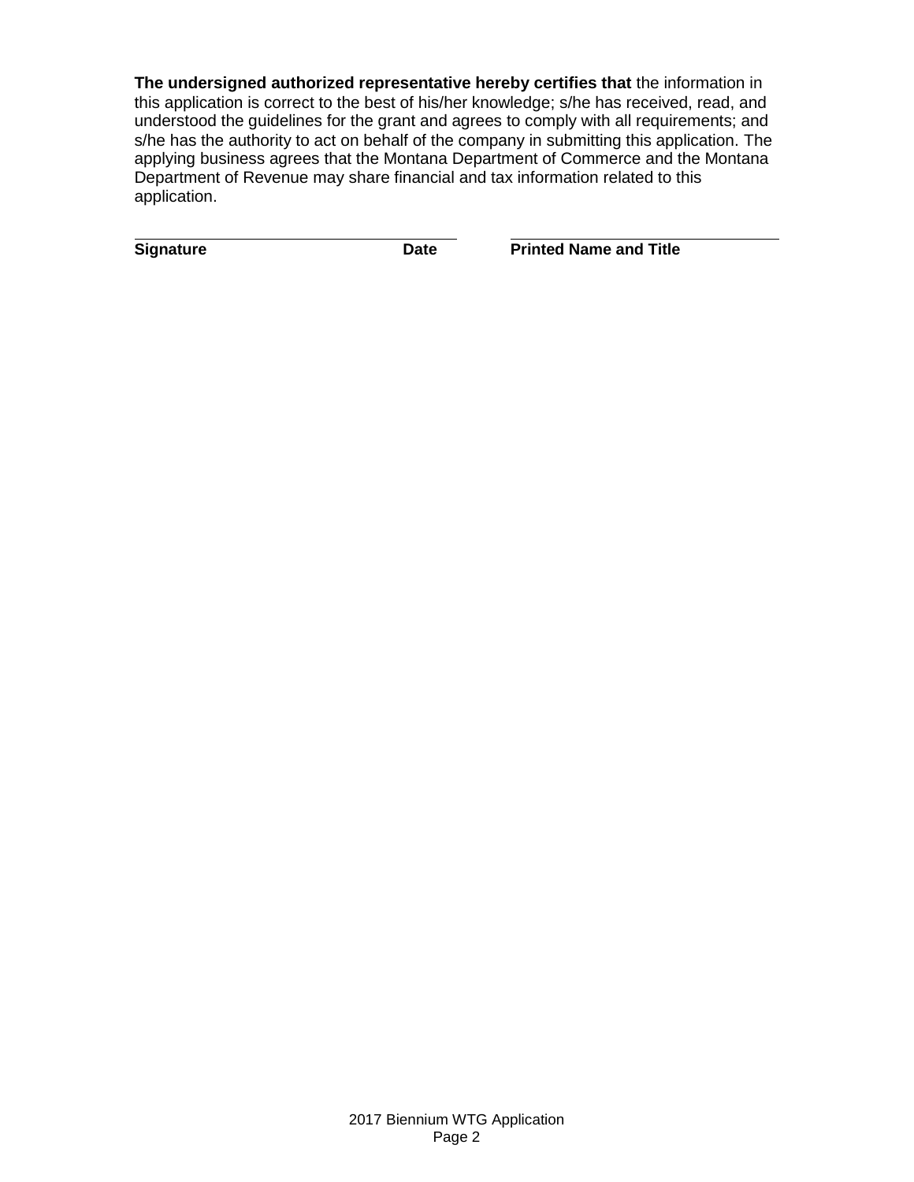**The undersigned authorized representative hereby certifies that** the information in this application is correct to the best of his/her knowledge; s/he has received, read, and understood the guidelines for the grant and agrees to comply with all requirements; and s/he has the authority to act on behalf of the company in submitting this application. The applying business agrees that the Montana Department of Commerce and the Montana Department of Revenue may share financial and tax information related to this application.

| **Signature** | **Date** | **Printed Name and Title** |
|---|---|---|
| | | |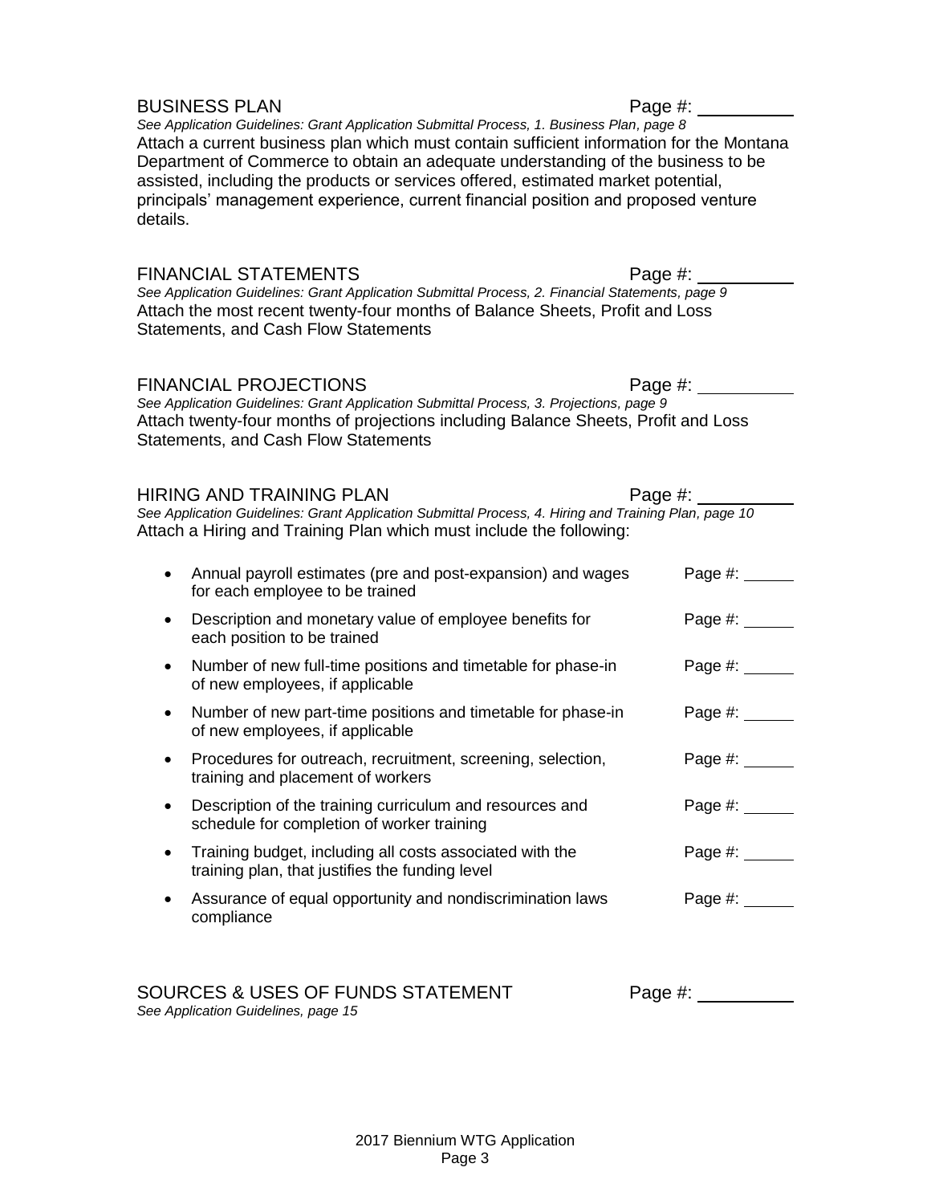## BUSINESS PLAN

Page #: __________

*See Application Guidelines: Grant Application Submittal Process, 1. Business Plan, page 8*

Attach a current business plan which must contain sufficient information for the Montana Department of Commerce to obtain an adequate understanding of the business to be assisted, including the products or services offered, estimated market potential, principals' management experience, current financial position and proposed venture details.

## FINANCIAL STATEMENTS

Page #: __________

*See Application Guidelines: Grant Application Submittal Process, 2. Financial Statements, page 9*

Attach the most recent twenty-four months of Balance Sheets, Profit and Loss Statements, and Cash Flow Statements

## FINANCIAL PROJECTIONS

Page #: __________

*See Application Guidelines: Grant Application Submittal Process, 3. Projections, page 9*

Attach twenty-four months of projections including Balance Sheets, Profit and Loss Statements, and Cash Flow Statements

## HIRING AND TRAINING PLAN

Page #: __________

*See Application Guidelines: Grant Application Submittal Process, 4. Hiring and Training Plan, page 10*

Attach a Hiring and Training Plan which must include the following:

- Annual payroll estimates (pre and post-expansion) and wages for each employee to be trained — Page #: ______
- Description and monetary value of employee benefits for each position to be trained — Page #: ______
- Number of new full-time positions and timetable for phase-in of new employees, if applicable — Page #: ______
- Number of new part-time positions and timetable for phase-in of new employees, if applicable — Page #: ______
- Procedures for outreach, recruitment, screening, selection, training and placement of workers — Page #: ______
- Description of the training curriculum and resources and schedule for completion of worker training — Page #: ______
- Training budget, including all costs associated with the training plan, that justifies the funding level — Page #: ______
- Assurance of equal opportunity and nondiscrimination laws compliance — Page #: ______

## SOURCES & USES OF FUNDS STATEMENT

Page #: __________

*See Application Guidelines, page 15*